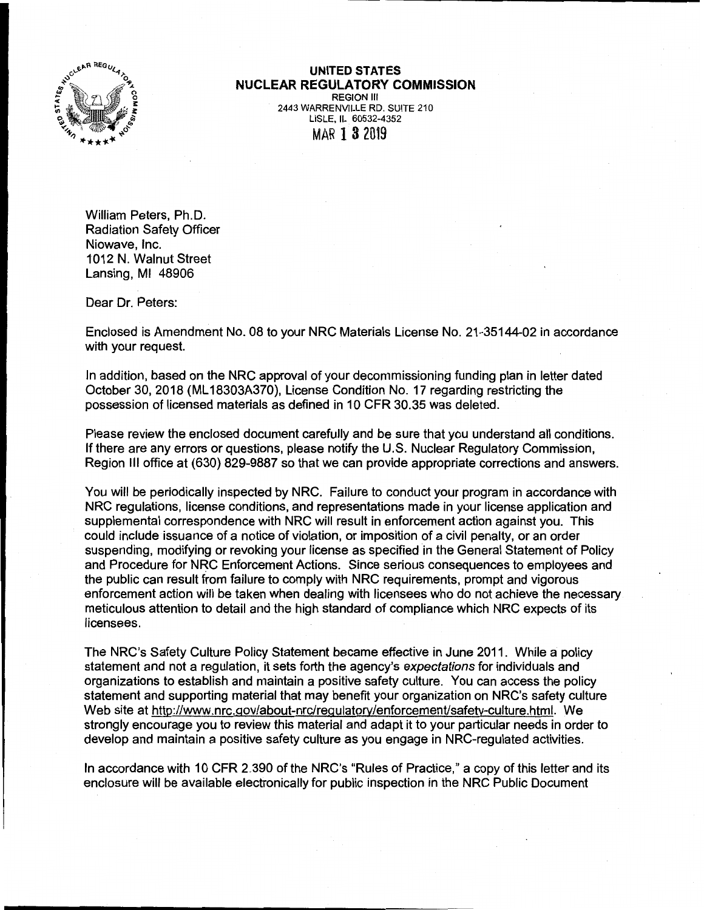**UNITED STATES**
**NUCLEAR REGULATORY COMMISSION**
REGION III
2443 WARRENVILLE RD. SUITE 210
LISLE, IL 60532-4352

MAR 13 2019

William Peters, Ph.D.
Radiation Safety Officer
Niowave, Inc.
1012 N. Walnut Street
Lansing, MI 48906

Dear Dr. Peters:

Enclosed is Amendment No. 08 to your NRC Materials License No. 21-35144-02 in accordance with your request.

In addition, based on the NRC approval of your decommissioning funding plan in letter dated October 30, 2018 (ML18303A370), License Condition No. 17 regarding restricting the possession of licensed materials as defined in 10 CFR 30.35 was deleted.

Please review the enclosed document carefully and be sure that you understand all conditions. If there are any errors or questions, please notify the U.S. Nuclear Regulatory Commission, Region III office at (630) 829-9887 so that we can provide appropriate corrections and answers.

You will be periodically inspected by NRC. Failure to conduct your program in accordance with NRC regulations, license conditions, and representations made in your license application and supplemental correspondence with NRC will result in enforcement action against you. This could include issuance of a notice of violation, or imposition of a civil penalty, or an order suspending, modifying or revoking your license as specified in the General Statement of Policy and Procedure for NRC Enforcement Actions. Since serious consequences to employees and the public can result from failure to comply with NRC requirements, prompt and vigorous enforcement action will be taken when dealing with licensees who do not achieve the necessary meticulous attention to detail and the high standard of compliance which NRC expects of its licensees.

The NRC's Safety Culture Policy Statement became effective in June 2011. While a policy statement and not a regulation, it sets forth the agency's *expectations* for individuals and organizations to establish and maintain a positive safety culture. You can access the policy statement and supporting material that may benefit your organization on NRC's safety culture Web site at http://www.nrc.gov/about-nrc/regulatory/enforcement/safety-culture.html. We strongly encourage you to review this material and adapt it to your particular needs in order to develop and maintain a positive safety culture as you engage in NRC-regulated activities.

In accordance with 10 CFR 2.390 of the NRC's "Rules of Practice," a copy of this letter and its enclosure will be available electronically for public inspection in the NRC Public Document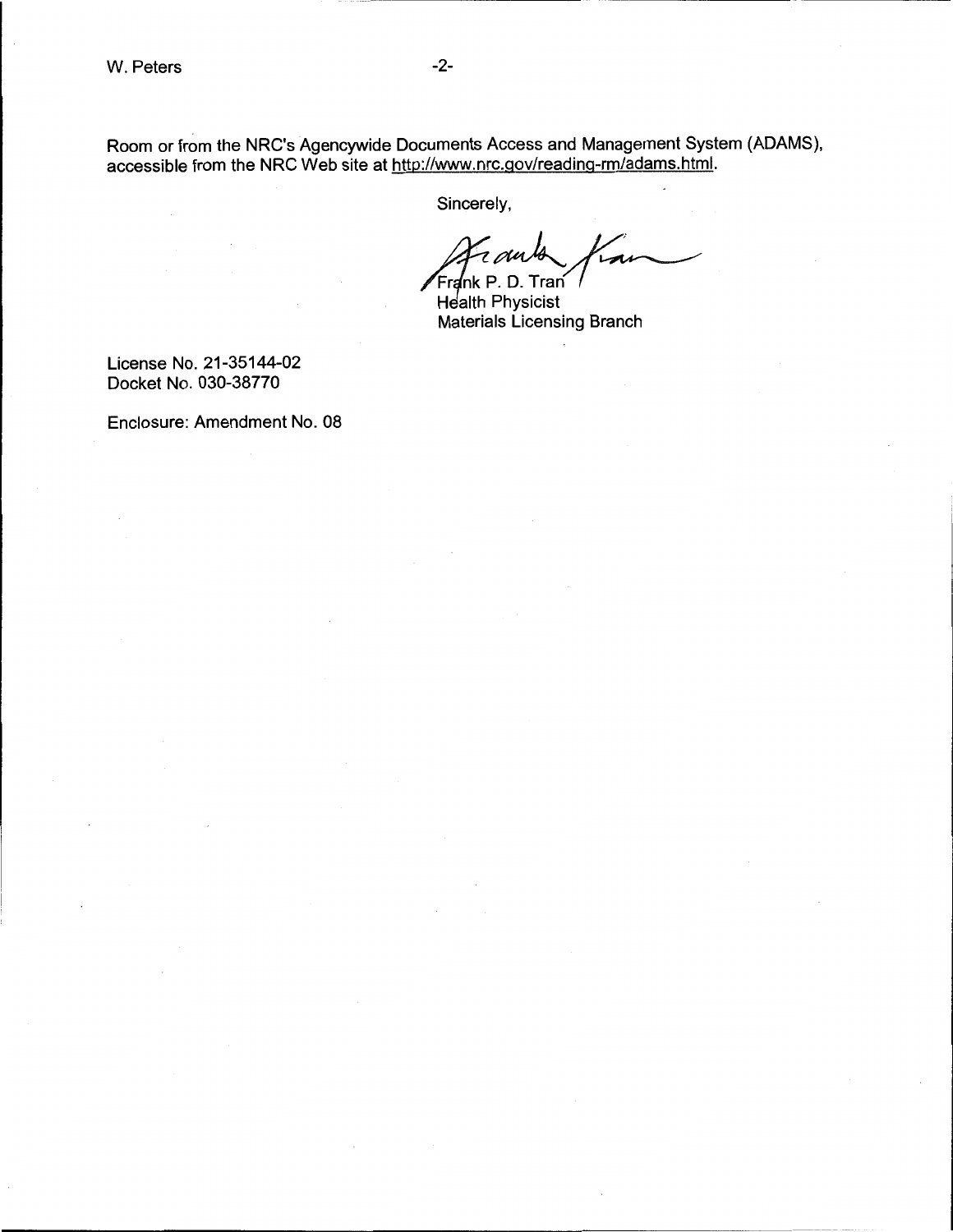Room or from the NRC's Agencywide Documents Access and Management System (ADAMS), accessible from the NRC Web site at http://www.nrc.gov/reading-rm/adams.html.

Sincerely,

Frank P. D. Tran
Health Physicist
Materials Licensing Branch

License No. 21-35144-02
Docket No. 030-38770

Enclosure: Amendment No. 08